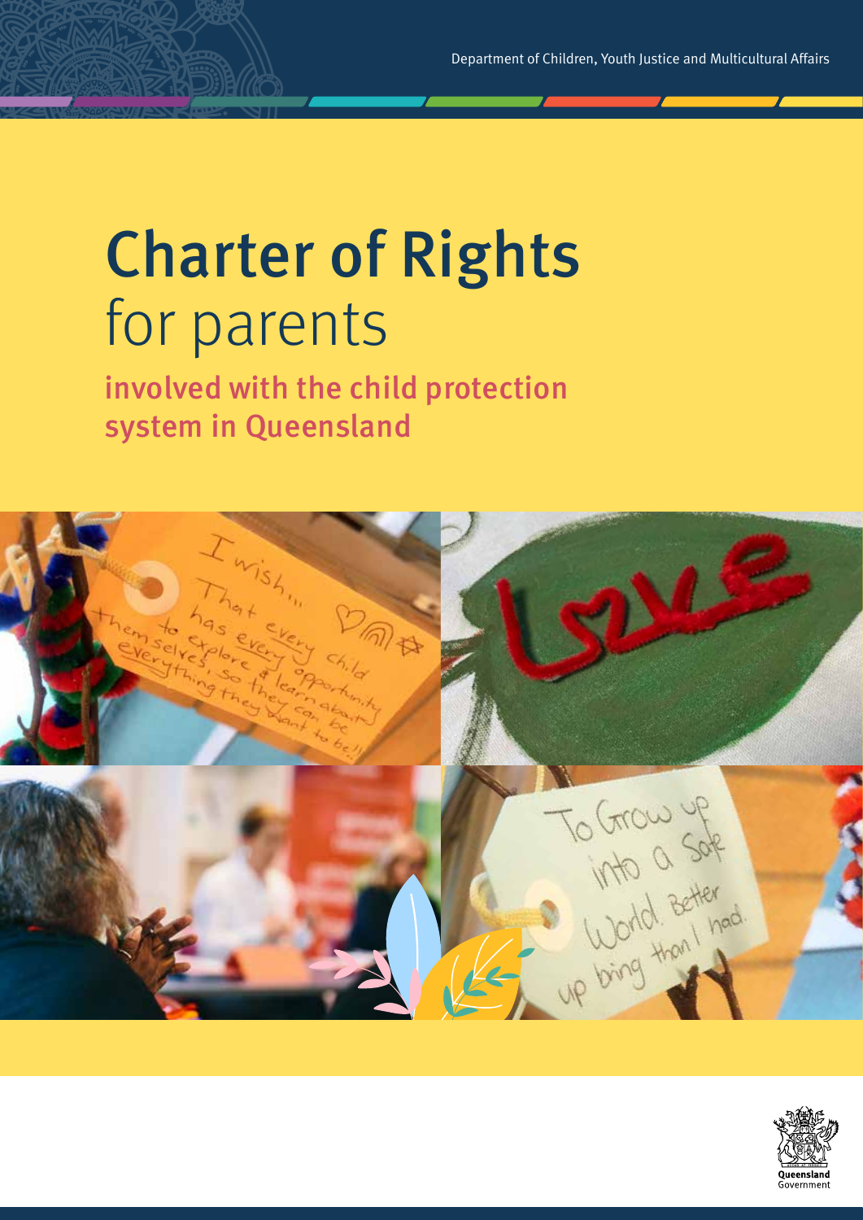Department of Children, Youth Justice and Multicultural Affairs

# Charter of Rights for parents

## involved with the child protection system in Queensland

Queensland Government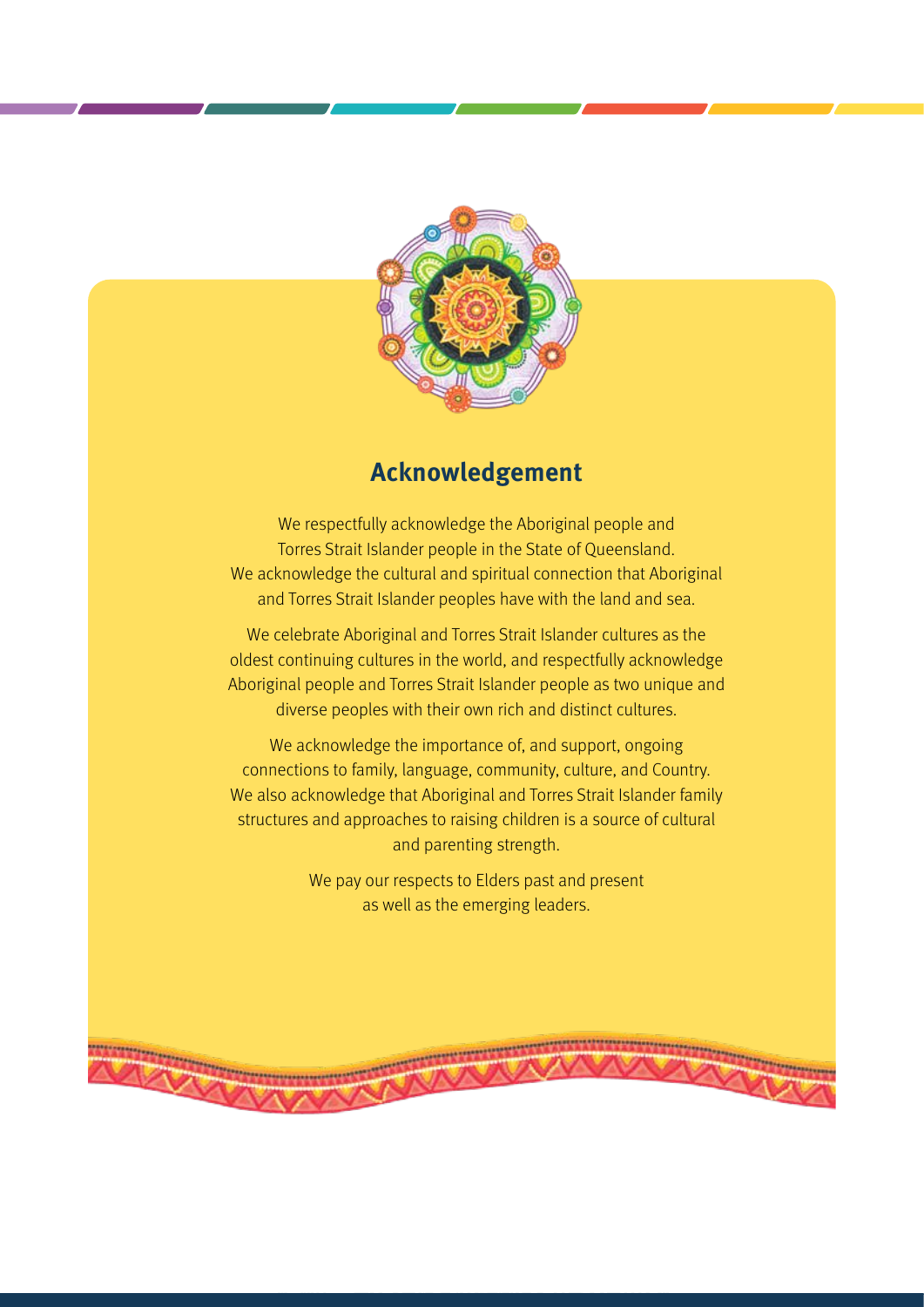## Acknowledgement

We respectfully acknowledge the Aboriginal people and Torres Strait Islander people in the State of Queensland. We acknowledge the cultural and spiritual connection that Aboriginal and Torres Strait Islander peoples have with the land and sea.

We celebrate Aboriginal and Torres Strait Islander cultures as the oldest continuing cultures in the world, and respectfully acknowledge Aboriginal people and Torres Strait Islander people as two unique and diverse peoples with their own rich and distinct cultures.

We acknowledge the importance of, and support, ongoing connections to family, language, community, culture, and Country. We also acknowledge that Aboriginal and Torres Strait Islander family structures and approaches to raising children is a source of cultural and parenting strength.

We pay our respects to Elders past and present as well as the emerging leaders.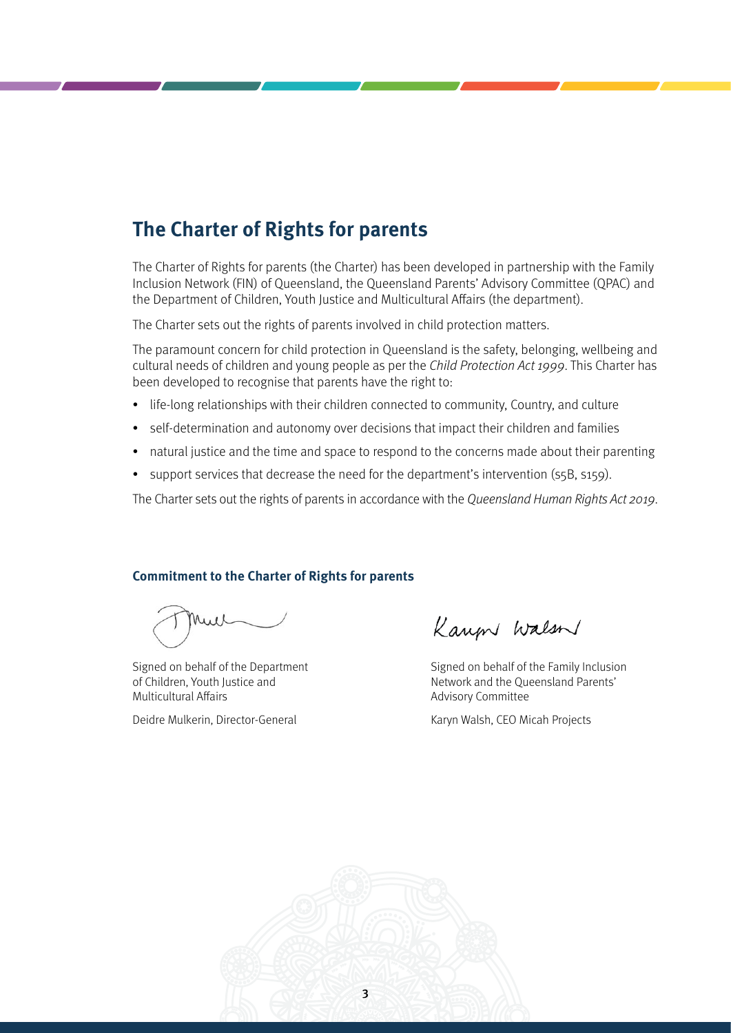## The Charter of Rights for parents

The Charter of Rights for parents (the Charter) has been developed in partnership with the Family Inclusion Network (FIN) of Queensland, the Queensland Parents' Advisory Committee (QPAC) and the Department of Children, Youth Justice and Multicultural Affairs (the department).

The Charter sets out the rights of parents involved in child protection matters.

The paramount concern for child protection in Queensland is the safety, belonging, wellbeing and cultural needs of children and young people as per the *Child Protection Act 1999*. This Charter has been developed to recognise that parents have the right to:

- life-long relationships with their children connected to community, Country, and culture
- self-determination and autonomy over decisions that impact their children and families
- natural justice and the time and space to respond to the concerns made about their parenting
- support services that decrease the need for the department's intervention (s5B, s159).

The Charter sets out the rights of parents in accordance with the *Queensland Human Rights Act 2019*.

**Commitment to the Charter of Rights for parents**

Signed on behalf of the Department of Children, Youth Justice and Multicultural Affairs

Deidre Mulkerin, Director-General

Signed on behalf of the Family Inclusion Network and the Queensland Parents' Advisory Committee

Karyn Walsh, CEO Micah Projects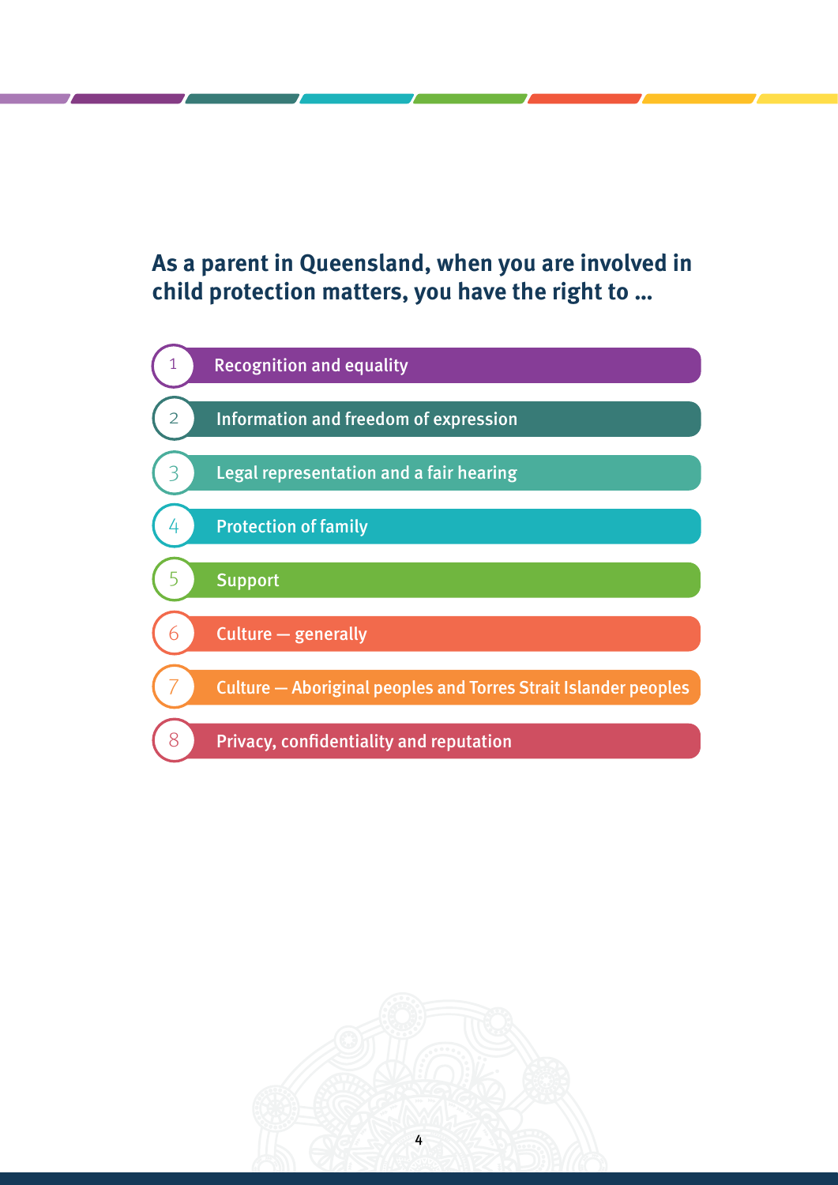## As a parent in Queensland, when you are involved in child protection matters, you have the right to …

1. Recognition and equality
2. Information and freedom of expression
3. Legal representation and a fair hearing
4. Protection of family
5. Support
6. Culture — generally
7. Culture — Aboriginal peoples and Torres Strait Islander peoples
8. Privacy, confidentiality and reputation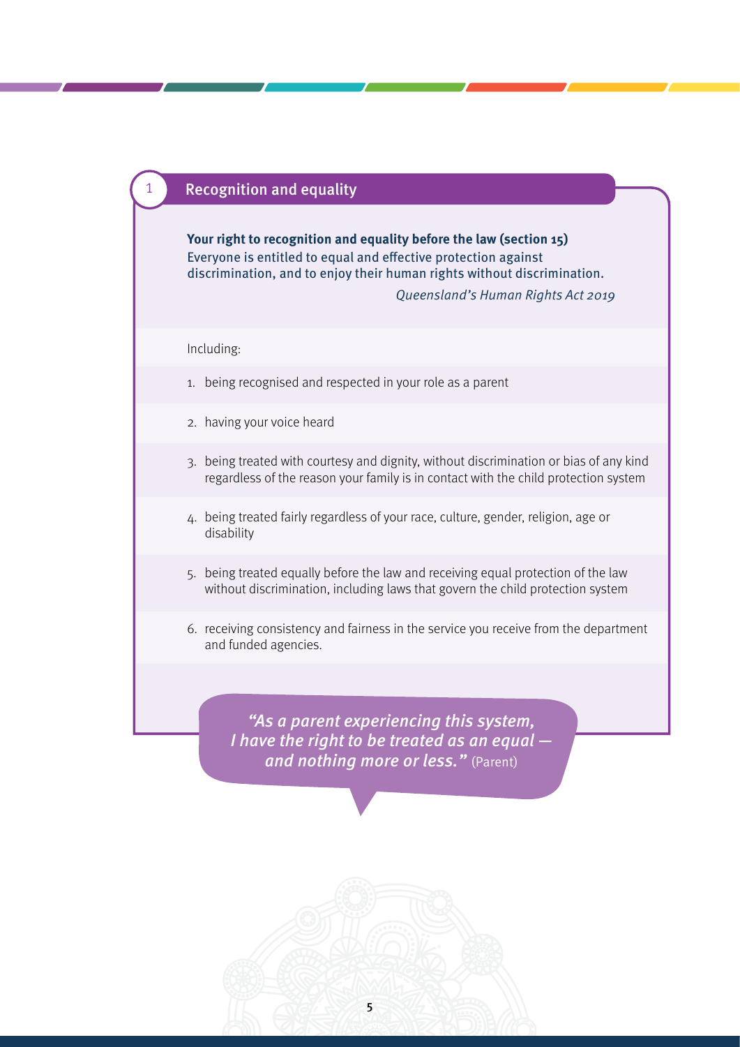## 1 Recognition and equality

**Your right to recognition and equality before the law (section 15)**
Everyone is entitled to equal and effective protection against discrimination, and to enjoy their human rights without discrimination.

*Queensland's Human Rights Act 2019*

Including:

1. being recognised and respected in your role as a parent
2. having your voice heard
3. being treated with courtesy and dignity, without discrimination or bias of any kind regardless of the reason your family is in contact with the child protection system
4. being treated fairly regardless of your race, culture, gender, religion, age or disability
5. being treated equally before the law and receiving equal protection of the law without discrimination, including laws that govern the child protection system
6. receiving consistency and fairness in the service you receive from the department and funded agencies.

***"As a parent experiencing this system, I have the right to be treated as an equal — and nothing more or less."*** (Parent)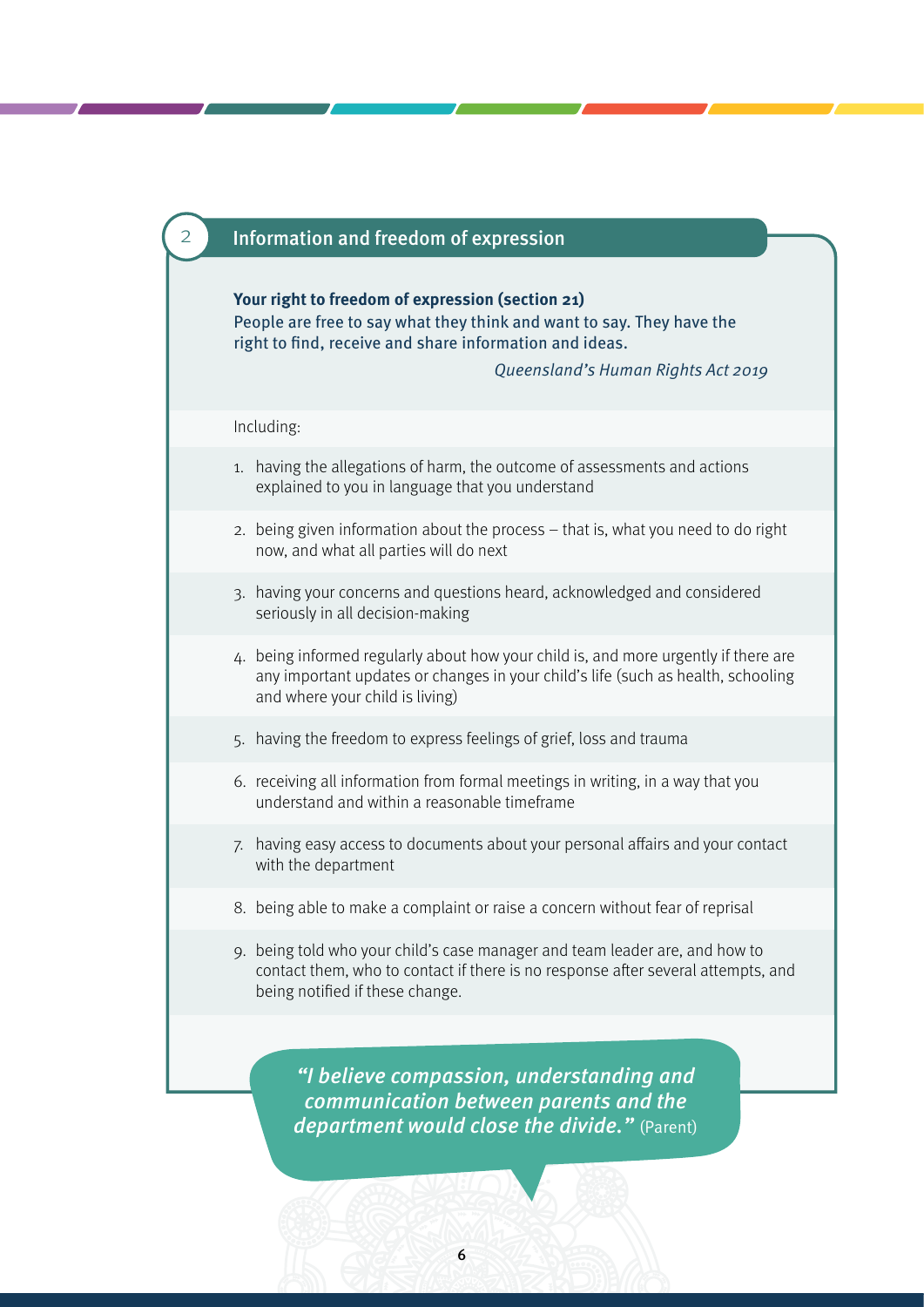## 2 Information and freedom of expression

**Your right to freedom of expression (section 21)**
People are free to say what they think and want to say. They have the right to find, receive and share information and ideas.

*Queensland's Human Rights Act 2019*

Including:

1. having the allegations of harm, the outcome of assessments and actions explained to you in language that you understand
2. being given information about the process – that is, what you need to do right now, and what all parties will do next
3. having your concerns and questions heard, acknowledged and considered seriously in all decision-making
4. being informed regularly about how your child is, and more urgently if there are any important updates or changes in your child's life (such as health, schooling and where your child is living)
5. having the freedom to express feelings of grief, loss and trauma
6. receiving all information from formal meetings in writing, in a way that you understand and within a reasonable timeframe
7. having easy access to documents about your personal affairs and your contact with the department
8. being able to make a complaint or raise a concern without fear of reprisal
9. being told who your child's case manager and team leader are, and how to contact them, who to contact if there is no response after several attempts, and being notified if these change.

*"I believe compassion, understanding and communication between parents and the department would close the divide."* (Parent)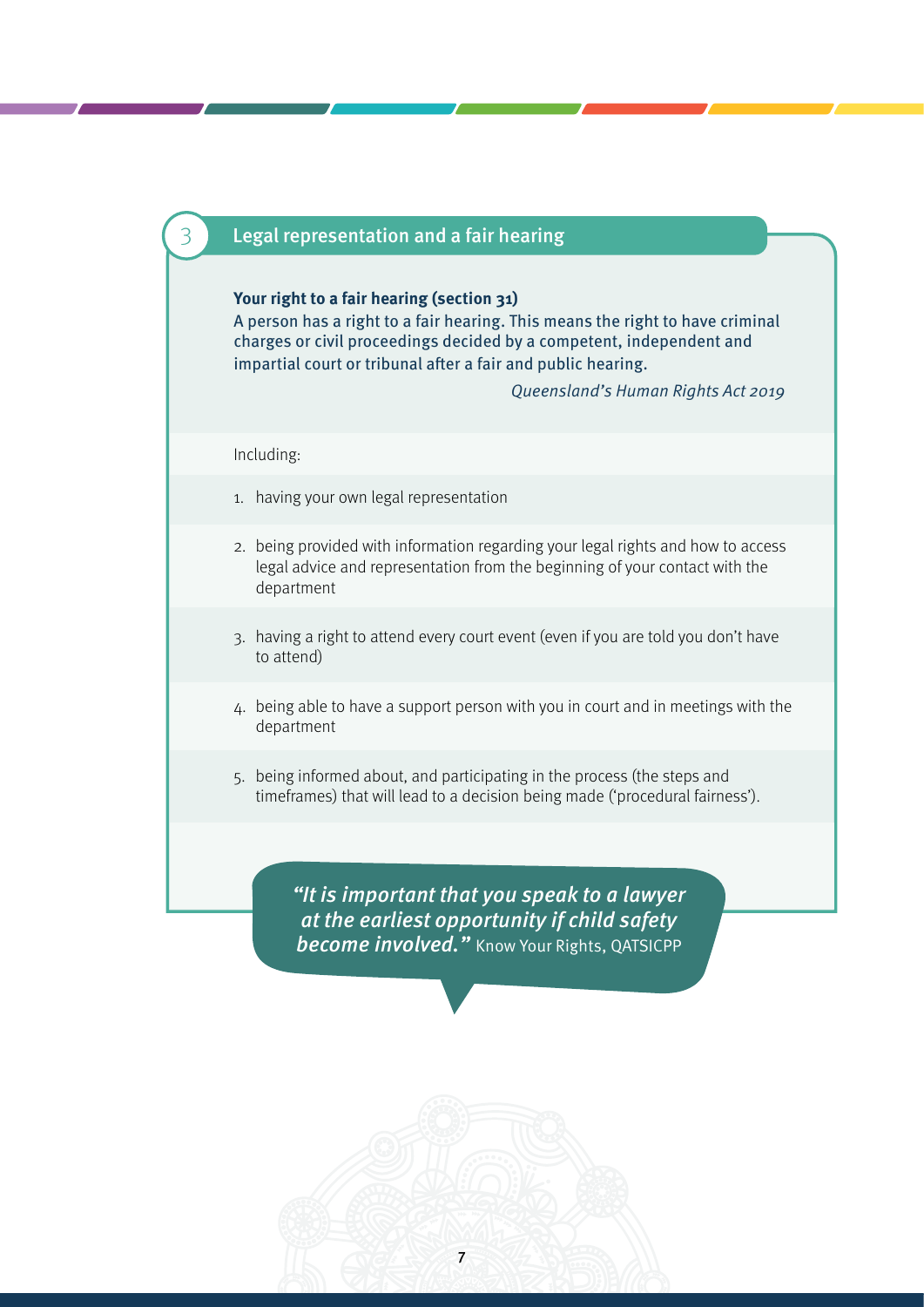## 3 Legal representation and a fair hearing

**Your right to a fair hearing (section 31)**
A person has a right to a fair hearing. This means the right to have criminal charges or civil proceedings decided by a competent, independent and impartial court or tribunal after a fair and public hearing.

*Queensland's Human Rights Act 2019*

Including:

1. having your own legal representation
2. being provided with information regarding your legal rights and how to access legal advice and representation from the beginning of your contact with the department
3. having a right to attend every court event (even if you are told you don't have to attend)
4. being able to have a support person with you in court and in meetings with the department
5. being informed about, and participating in the process (the steps and timeframes) that will lead to a decision being made ('procedural fairness').

***"It is important that you speak to a lawyer at the earliest opportunity if child safety become involved."*** Know Your Rights, QATSICPP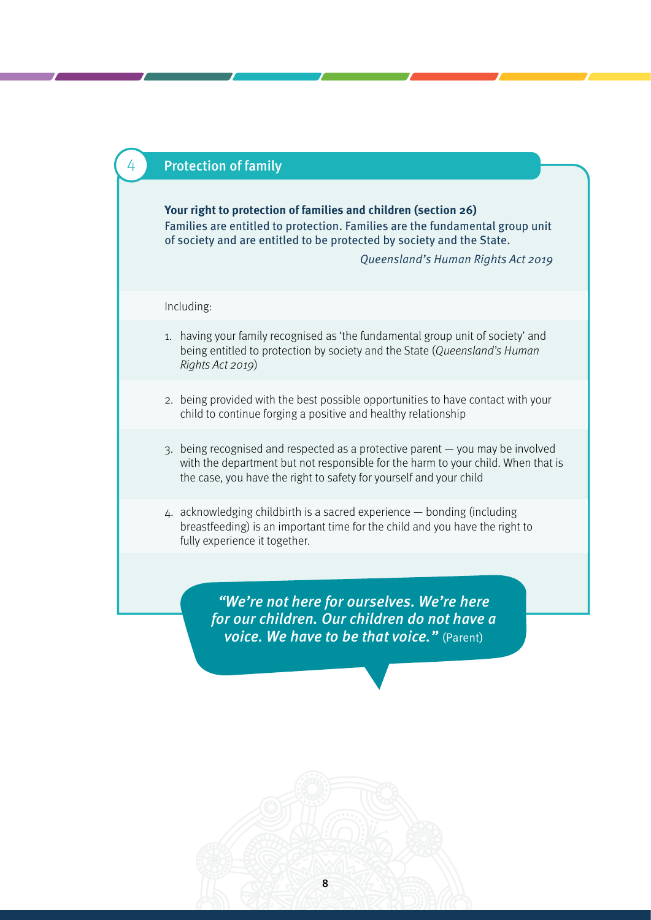## 4 Protection of family

**Your right to protection of families and children (section 26)**
Families are entitled to protection. Families are the fundamental group unit of society and are entitled to be protected by society and the State.

*Queensland's Human Rights Act 2019*

Including:

1. having your family recognised as 'the fundamental group unit of society' and being entitled to protection by society and the State (*Queensland's Human Rights Act 2019*)
2. being provided with the best possible opportunities to have contact with your child to continue forging a positive and healthy relationship
3. being recognised and respected as a protective parent — you may be involved with the department but not responsible for the harm to your child. When that is the case, you have the right to safety for yourself and your child
4. acknowledging childbirth is a sacred experience — bonding (including breastfeeding) is an important time for the child and you have the right to fully experience it together.

***"We're not here for ourselves. We're here for our children. Our children do not have a voice. We have to be that voice."*** (Parent)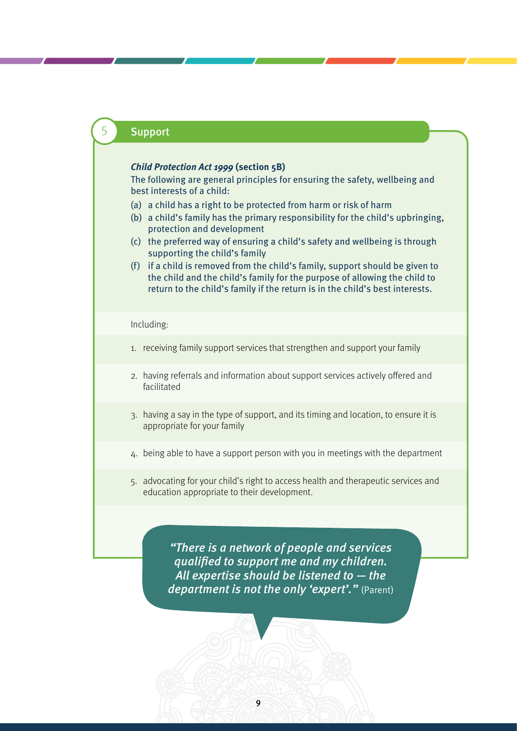## 5 Support

***Child Protection Act 1999*** **(section 5B)**

The following are general principles for ensuring the safety, wellbeing and best interests of a child:

(a) a child has a right to be protected from harm or risk of harm

(b) a child's family has the primary responsibility for the child's upbringing, protection and development

(c) the preferred way of ensuring a child's safety and wellbeing is through supporting the child's family

(f) if a child is removed from the child's family, support should be given to the child and the child's family for the purpose of allowing the child to return to the child's family if the return is in the child's best interests.

Including:

1. receiving family support services that strengthen and support your family
2. having referrals and information about support services actively offered and facilitated
3. having a say in the type of support, and its timing and location, to ensure it is appropriate for your family
4. being able to have a support person with you in meetings with the department
5. advocating for your child's right to access health and therapeutic services and education appropriate to their development.

*"There is a network of people and services qualified to support me and my children. All expertise should be listened to — the department is not the only 'expert'."* (Parent)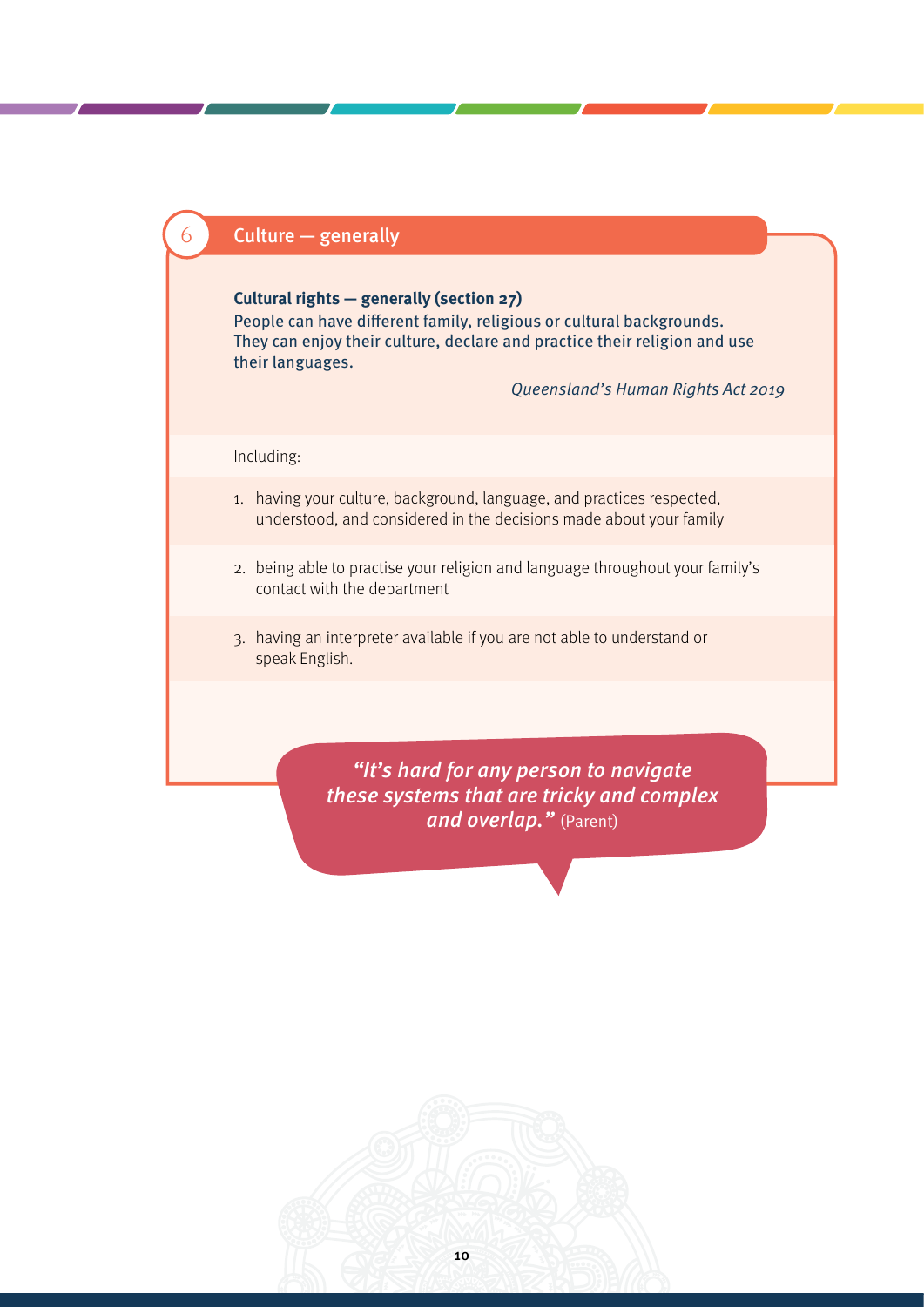## 6 Culture — generally

**Cultural rights — generally (section 27)**
People can have different family, religious or cultural backgrounds. They can enjoy their culture, declare and practice their religion and use their languages.

*Queensland's Human Rights Act 2019*

Including:

1. having your culture, background, language, and practices respected, understood, and considered in the decisions made about your family
2. being able to practise your religion and language throughout your family's contact with the department
3. having an interpreter available if you are not able to understand or speak English.

***"It's hard for any person to navigate these systems that are tricky and complex and overlap."*** (Parent)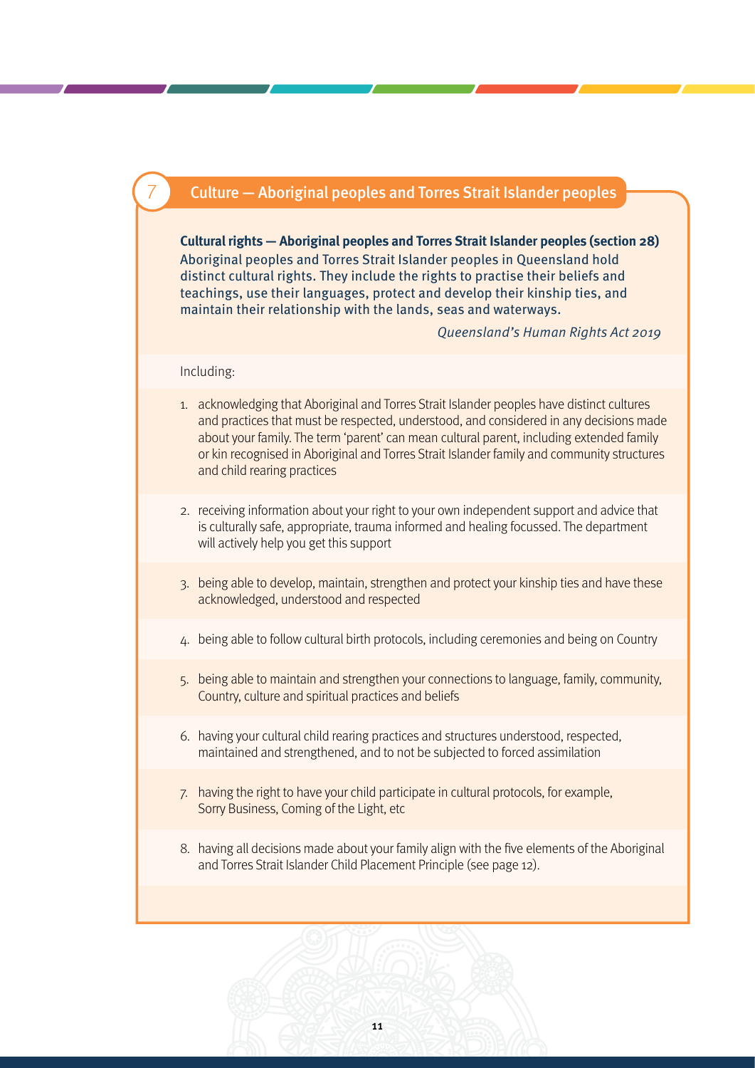## 7 Culture — Aboriginal peoples and Torres Strait Islander peoples

**Cultural rights — Aboriginal peoples and Torres Strait Islander peoples (section 28)**
Aboriginal peoples and Torres Strait Islander peoples in Queensland hold distinct cultural rights. They include the rights to practise their beliefs and teachings, use their languages, protect and develop their kinship ties, and maintain their relationship with the lands, seas and waterways.

*Queensland's Human Rights Act 2019*

Including:

1. acknowledging that Aboriginal and Torres Strait Islander peoples have distinct cultures and practices that must be respected, understood, and considered in any decisions made about your family. The term 'parent' can mean cultural parent, including extended family or kin recognised in Aboriginal and Torres Strait Islander family and community structures and child rearing practices
2. receiving information about your right to your own independent support and advice that is culturally safe, appropriate, trauma informed and healing focussed. The department will actively help you get this support
3. being able to develop, maintain, strengthen and protect your kinship ties and have these acknowledged, understood and respected
4. being able to follow cultural birth protocols, including ceremonies and being on Country
5. being able to maintain and strengthen your connections to language, family, community, Country, culture and spiritual practices and beliefs
6. having your cultural child rearing practices and structures understood, respected, maintained and strengthened, and to not be subjected to forced assimilation
7. having the right to have your child participate in cultural protocols, for example, Sorry Business, Coming of the Light, etc
8. having all decisions made about your family align with the five elements of the Aboriginal and Torres Strait Islander Child Placement Principle (see page 12).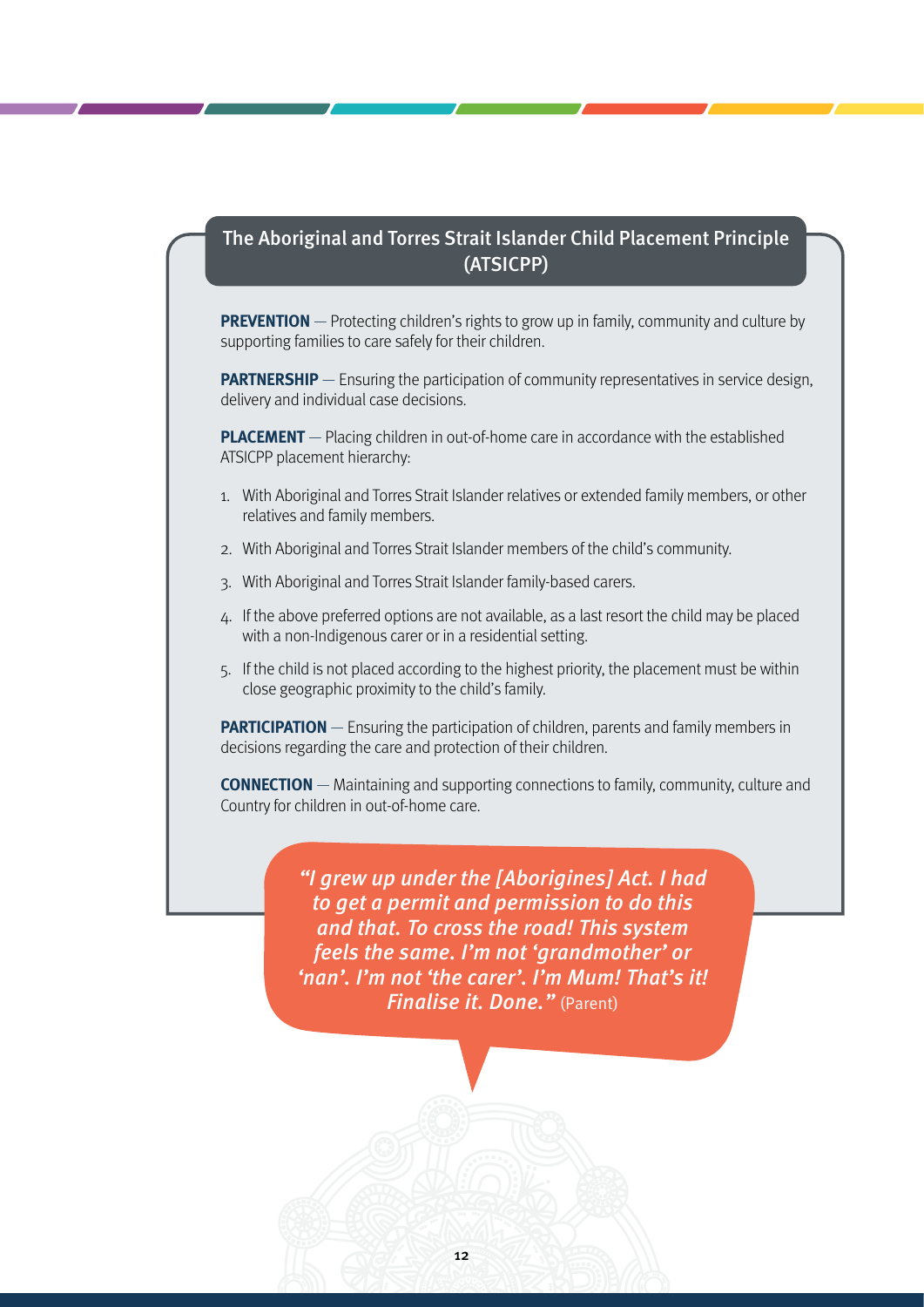## The Aboriginal and Torres Strait Islander Child Placement Principle (ATSICPP)

**PREVENTION** — Protecting children's rights to grow up in family, community and culture by supporting families to care safely for their children.

**PARTNERSHIP** — Ensuring the participation of community representatives in service design, delivery and individual case decisions.

**PLACEMENT** — Placing children in out-of-home care in accordance with the established ATSICPP placement hierarchy:

1. With Aboriginal and Torres Strait Islander relatives or extended family members, or other relatives and family members.
2. With Aboriginal and Torres Strait Islander members of the child's community.
3. With Aboriginal and Torres Strait Islander family-based carers.
4. If the above preferred options are not available, as a last resort the child may be placed with a non-Indigenous carer or in a residential setting.
5. If the child is not placed according to the highest priority, the placement must be within close geographic proximity to the child's family.

**PARTICIPATION** — Ensuring the participation of children, parents and family members in decisions regarding the care and protection of their children.

**CONNECTION** — Maintaining and supporting connections to family, community, culture and Country for children in out-of-home care.

***"I grew up under the [Aborigines] Act. I had to get a permit and permission to do this and that. To cross the road! This system feels the same. I'm not 'grandmother' or 'nan'. I'm not 'the carer'. I'm Mum! That's it! Finalise it. Done."*** (Parent)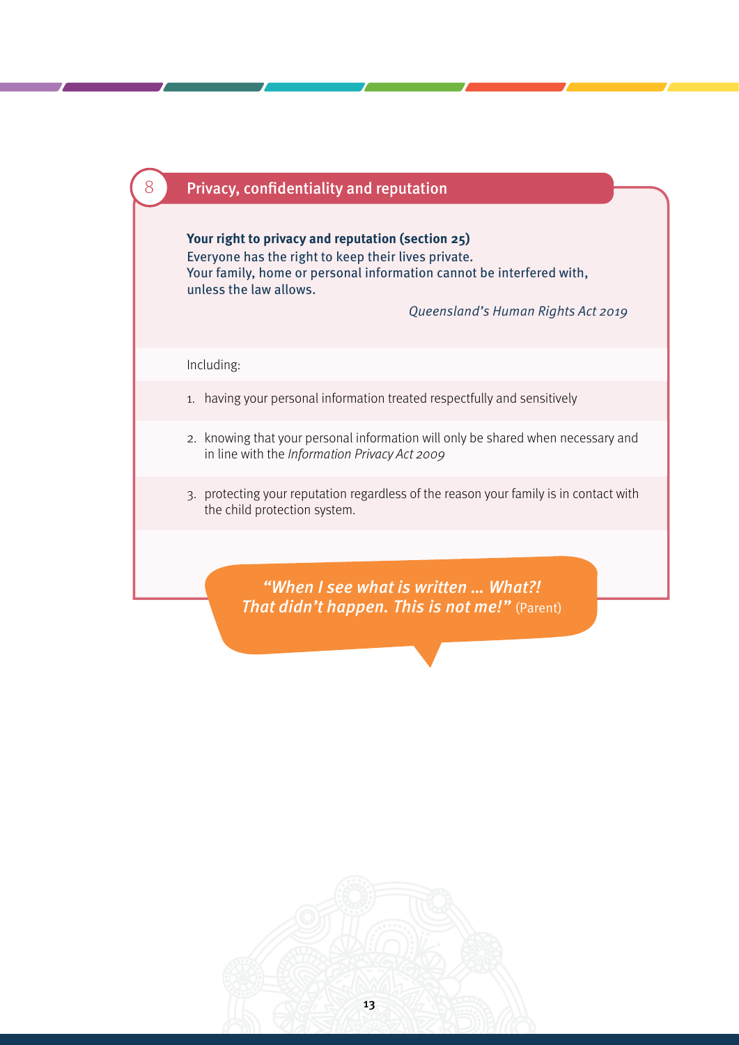## 8 Privacy, confidentiality and reputation

**Your right to privacy and reputation (section 25)**
Everyone has the right to keep their lives private.
Your family, home or personal information cannot be interfered with, unless the law allows.

*Queensland's Human Rights Act 2019*

Including:

1. having your personal information treated respectfully and sensitively
2. knowing that your personal information will only be shared when necessary and in line with the *Information Privacy Act 2009*
3. protecting your reputation regardless of the reason your family is in contact with the child protection system.

***"When I see what is written … What?! That didn't happen. This is not me!"*** (Parent)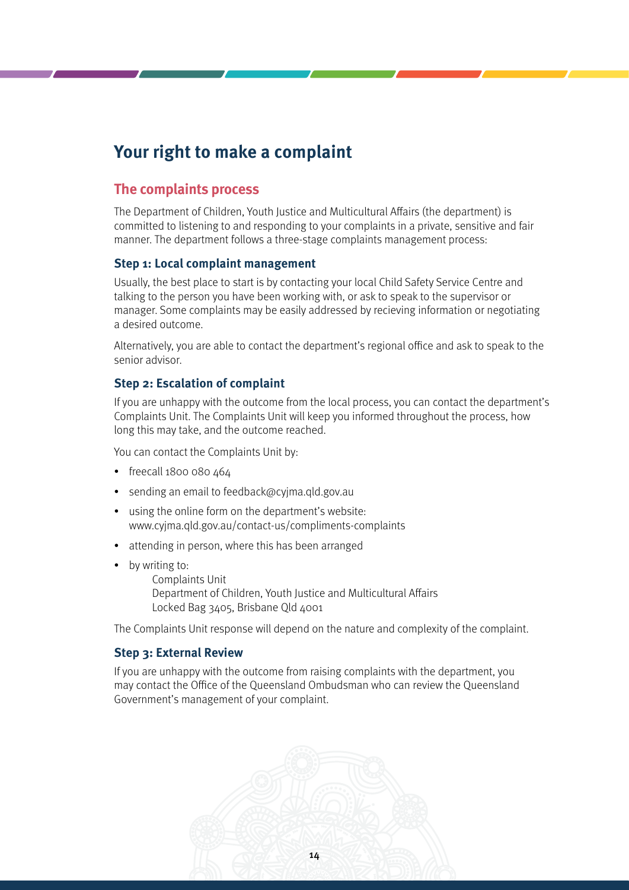# Your right to make a complaint

## The complaints process

The Department of Children, Youth Justice and Multicultural Affairs (the department) is committed to listening to and responding to your complaints in a private, sensitive and fair manner. The department follows a three-stage complaints management process:

### Step 1: Local complaint management

Usually, the best place to start is by contacting your local Child Safety Service Centre and talking to the person you have been working with, or ask to speak to the supervisor or manager. Some complaints may be easily addressed by recieving information or negotiating a desired outcome.

Alternatively, you are able to contact the department's regional office and ask to speak to the senior advisor.

### Step 2: Escalation of complaint

If you are unhappy with the outcome from the local process, you can contact the department's Complaints Unit. The Complaints Unit will keep you informed throughout the process, how long this may take, and the outcome reached.

You can contact the Complaints Unit by:

- freecall 1800 080 464
- sending an email to feedback@cyjma.qld.gov.au
- using the online form on the department's website: www.cyjma.qld.gov.au/contact-us/compliments-complaints
- attending in person, where this has been arranged
- by writing to:
  Complaints Unit
  Department of Children, Youth Justice and Multicultural Affairs
  Locked Bag 3405, Brisbane Qld 4001

The Complaints Unit response will depend on the nature and complexity of the complaint.

### Step 3: External Review

If you are unhappy with the outcome from raising complaints with the department, you may contact the Office of the Queensland Ombudsman who can review the Queensland Government's management of your complaint.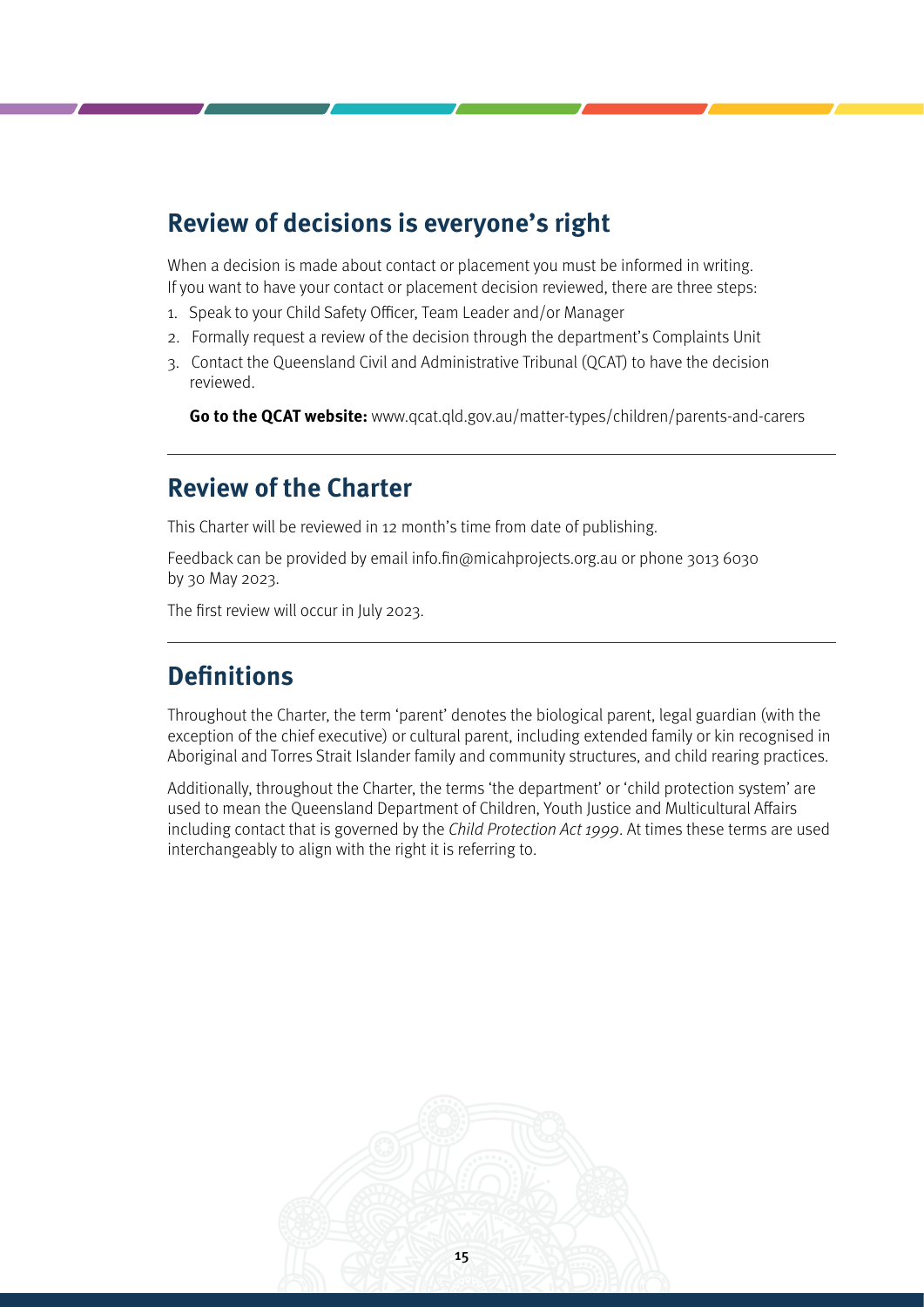## Review of decisions is everyone's right

When a decision is made about contact or placement you must be informed in writing. If you want to have your contact or placement decision reviewed, there are three steps:

1. Speak to your Child Safety Officer, Team Leader and/or Manager
2. Formally request a review of the decision through the department's Complaints Unit
3. Contact the Queensland Civil and Administrative Tribunal (QCAT) to have the decision reviewed.

   **Go to the QCAT website:** www.qcat.qld.gov.au/matter-types/children/parents-and-carers

## Review of the Charter

This Charter will be reviewed in 12 month's time from date of publishing.

Feedback can be provided by email info.fin@micahprojects.org.au or phone 3013 6030 by 30 May 2023.

The first review will occur in July 2023.

## Definitions

Throughout the Charter, the term 'parent' denotes the biological parent, legal guardian (with the exception of the chief executive) or cultural parent, including extended family or kin recognised in Aboriginal and Torres Strait Islander family and community structures, and child rearing practices.

Additionally, throughout the Charter, the terms 'the department' or 'child protection system' are used to mean the Queensland Department of Children, Youth Justice and Multicultural Affairs including contact that is governed by the *Child Protection Act 1999*. At times these terms are used interchangeably to align with the right it is referring to.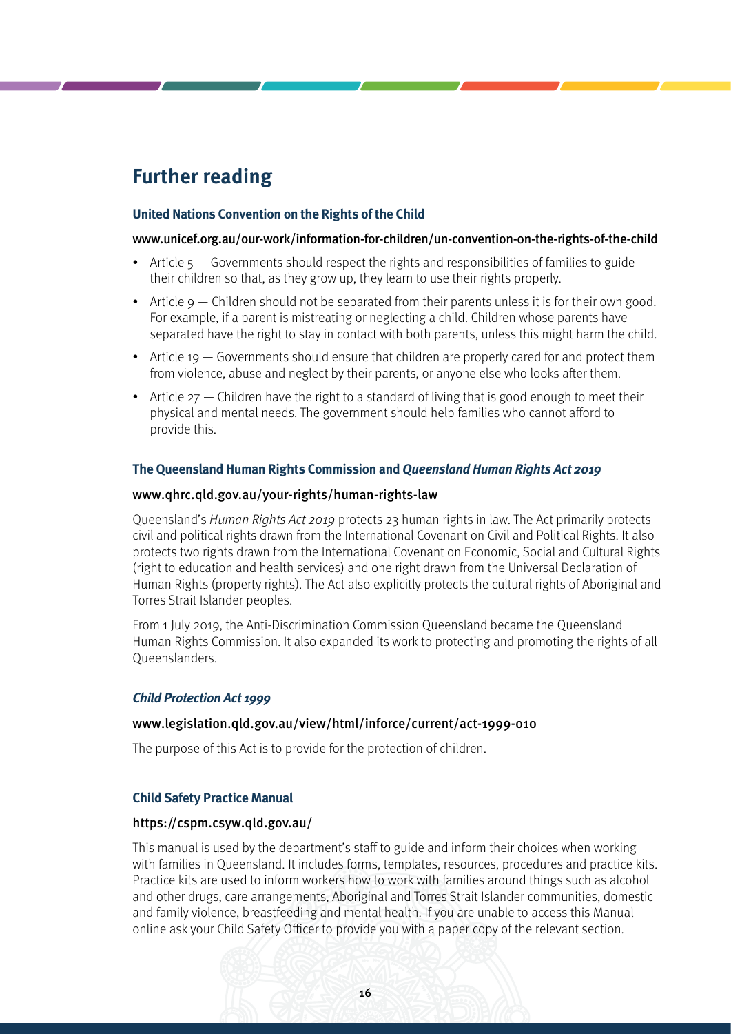# Further reading

### United Nations Convention on the Rights of the Child

www.unicef.org.au/our-work/information-for-children/un-convention-on-the-rights-of-the-child

- Article 5 — Governments should respect the rights and responsibilities of families to guide their children so that, as they grow up, they learn to use their rights properly.
- Article 9 — Children should not be separated from their parents unless it is for their own good. For example, if a parent is mistreating or neglecting a child. Children whose parents have separated have the right to stay in contact with both parents, unless this might harm the child.
- Article 19 — Governments should ensure that children are properly cared for and protect them from violence, abuse and neglect by their parents, or anyone else who looks after them.
- Article 27 — Children have the right to a standard of living that is good enough to meet their physical and mental needs. The government should help families who cannot afford to provide this.

### The Queensland Human Rights Commission and *Queensland Human Rights Act 2019*

www.qhrc.qld.gov.au/your-rights/human-rights-law

Queensland's *Human Rights Act 2019* protects 23 human rights in law. The Act primarily protects civil and political rights drawn from the International Covenant on Civil and Political Rights. It also protects two rights drawn from the International Covenant on Economic, Social and Cultural Rights (right to education and health services) and one right drawn from the Universal Declaration of Human Rights (property rights). The Act also explicitly protects the cultural rights of Aboriginal and Torres Strait Islander peoples.

From 1 July 2019, the Anti-Discrimination Commission Queensland became the Queensland Human Rights Commission. It also expanded its work to protecting and promoting the rights of all Queenslanders.

### *Child Protection Act 1999*

www.legislation.qld.gov.au/view/html/inforce/current/act-1999-010

The purpose of this Act is to provide for the protection of children.

### Child Safety Practice Manual

https://cspm.csyw.qld.gov.au/

This manual is used by the department's staff to guide and inform their choices when working with families in Queensland. It includes forms, templates, resources, procedures and practice kits. Practice kits are used to inform workers how to work with families around things such as alcohol and other drugs, care arrangements, Aboriginal and Torres Strait Islander communities, domestic and family violence, breastfeeding and mental health. If you are unable to access this Manual online ask your Child Safety Officer to provide you with a paper copy of the relevant section.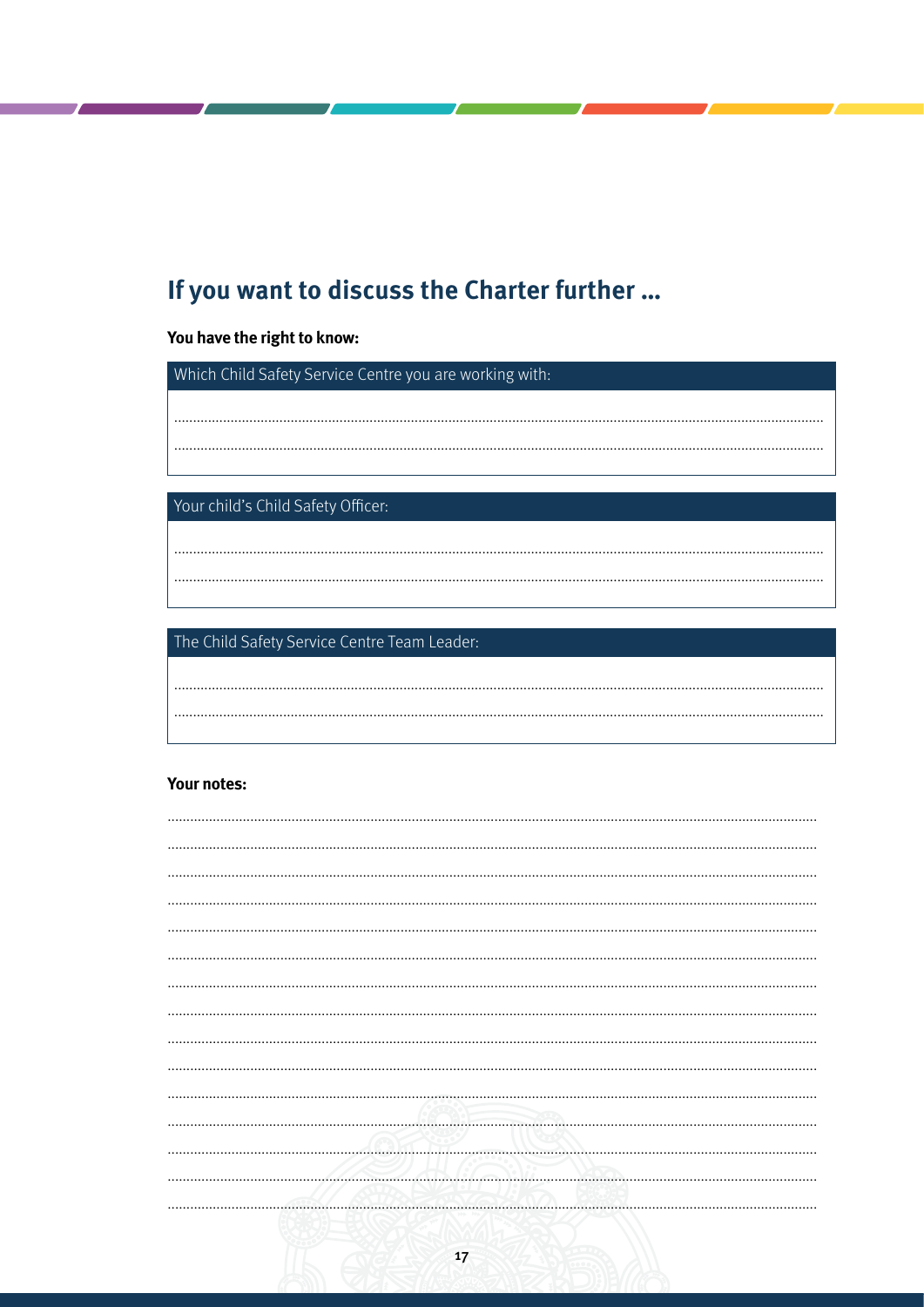## If you want to discuss the Charter further ...

**You have the right to know:**

Which Child Safety Service Centre you are working with:

..........................................................................................................................................................

..........................................................................................................................................................

Your child's Child Safety Officer:

..........................................................................................................................................................

..........................................................................................................................................................

The Child Safety Service Centre Team Leader:

..........................................................................................................................................................

..........................................................................................................................................................

**Your notes:**

..........................................................................................................................................................

..........................................................................................................................................................

..........................................................................................................................................................

..........................................................................................................................................................

..........................................................................................................................................................

..........................................................................................................................................................

..........................................................................................................................................................

..........................................................................................................................................................

..........................................................................................................................................................

..........................................................................................................................................................

..........................................................................................................................................................

..........................................................................................................................................................

..........................................................................................................................................................

..........................................................................................................................................................

..........................................................................................................................................................